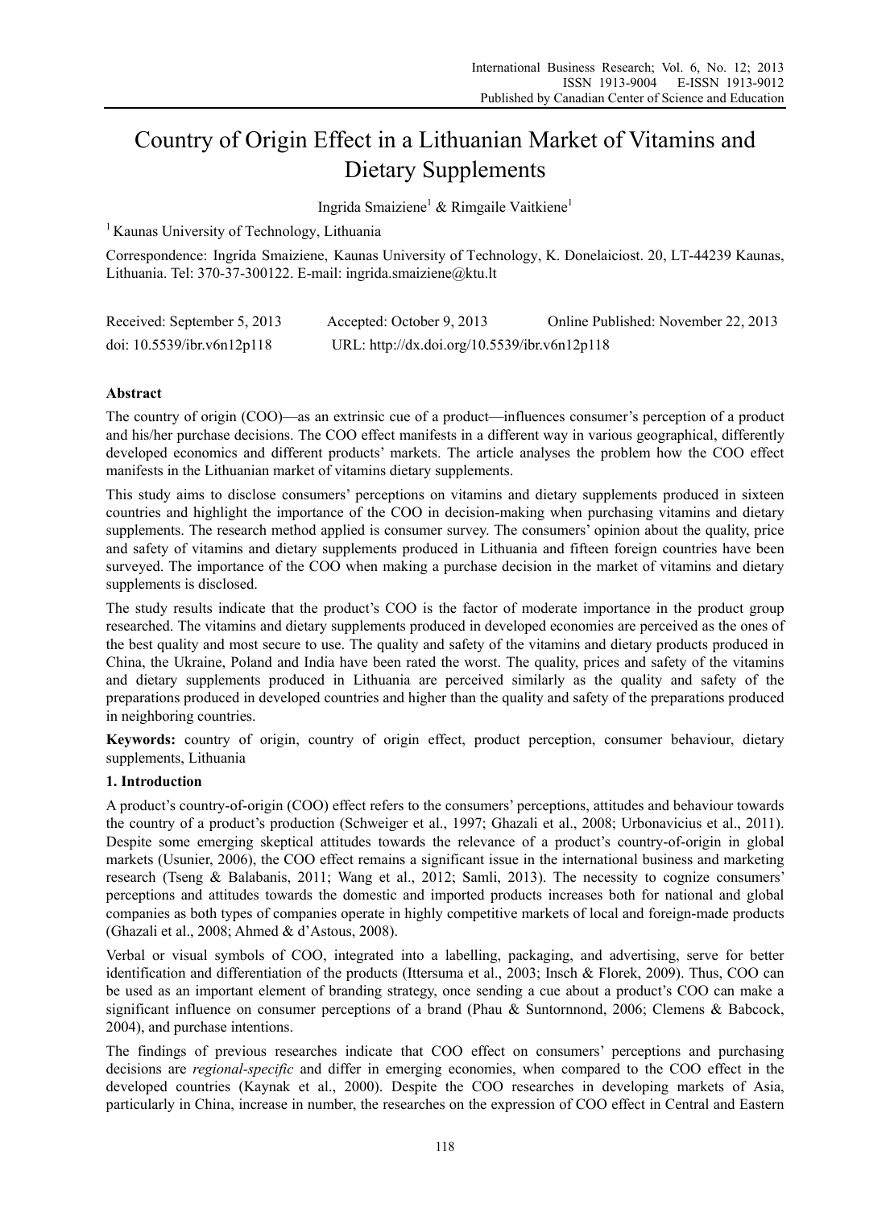# Country of Origin Effect in a Lithuanian Market of Vitamins and Dietary Supplements

Ingrida Smaiziene[1] & Rimgaile Vaitkiene[1]

[1] Kaunas University of Technology, Lithuania

Correspondence: Ingrida Smaiziene, Kaunas University of Technology, K. Donelaiciost. 20, LT-44239 Kaunas, Lithuania. Tel: 370-37-300122. E-mail: ingrida.smaiziene@ktu.lt

Received: September 5, 2013 Accepted: October 9, 2013 Online Published: November 22, 2013

doi: 10.5539/ibr.v6n12p118 URL: http://dx.doi.org/10.5539/ibr.v6n12p118

## Abstract

The country of origin (COO)—as an extrinsic cue of a product—influences consumer's perception of a product and his/her purchase decisions. The COO effect manifests in a different way in various geographical, differently developed economics and different products' markets. The article analyses the problem how the COO effect manifests in the Lithuanian market of vitamins dietary supplements.

This study aims to disclose consumers' perceptions on vitamins and dietary supplements produced in sixteen countries and highlight the importance of the COO in decision-making when purchasing vitamins and dietary supplements. The research method applied is consumer survey. The consumers' opinion about the quality, price and safety of vitamins and dietary supplements produced in Lithuania and fifteen foreign countries have been surveyed. The importance of the COO when making a purchase decision in the market of vitamins and dietary supplements is disclosed.

The study results indicate that the product's COO is the factor of moderate importance in the product group researched. The vitamins and dietary supplements produced in developed economies are perceived as the ones of the best quality and most secure to use. The quality and safety of the vitamins and dietary products produced in China, the Ukraine, Poland and India have been rated the worst. The quality, prices and safety of the vitamins and dietary supplements produced in Lithuania are perceived similarly as the quality and safety of the preparations produced in developed countries and higher than the quality and safety of the preparations produced in neighboring countries.

**Keywords:** country of origin, country of origin effect, product perception, consumer behaviour, dietary supplements, Lithuania

## 1. Introduction

A product's country-of-origin (COO) effect refers to the consumers' perceptions, attitudes and behaviour towards the country of a product's production (Schweiger et al., 1997; Ghazali et al., 2008; Urbonavicius et al., 2011). Despite some emerging skeptical attitudes towards the relevance of a product's country-of-origin in global markets (Usunier, 2006), the COO effect remains a significant issue in the international business and marketing research (Tseng & Balabanis, 2011; Wang et al., 2012; Samli, 2013). The necessity to cognize consumers' perceptions and attitudes towards the domestic and imported products increases both for national and global companies as both types of companies operate in highly competitive markets of local and foreign-made products (Ghazali et al., 2008; Ahmed & d'Astous, 2008).

Verbal or visual symbols of COO, integrated into a labelling, packaging, and advertising, serve for better identification and differentiation of the products (Ittersuma et al., 2003; Insch & Florek, 2009). Thus, COO can be used as an important element of branding strategy, once sending a cue about a product's COO can make a significant influence on consumer perceptions of a brand (Phau & Suntornnond, 2006; Clemens & Babcock, 2004), and purchase intentions.

The findings of previous researches indicate that COO effect on consumers' perceptions and purchasing decisions are *regional-specific* and differ in emerging economies, when compared to the COO effect in the developed countries (Kaynak et al., 2000). Despite the COO researches in developing markets of Asia, particularly in China, increase in number, the researches on the expression of COO effect in Central and Eastern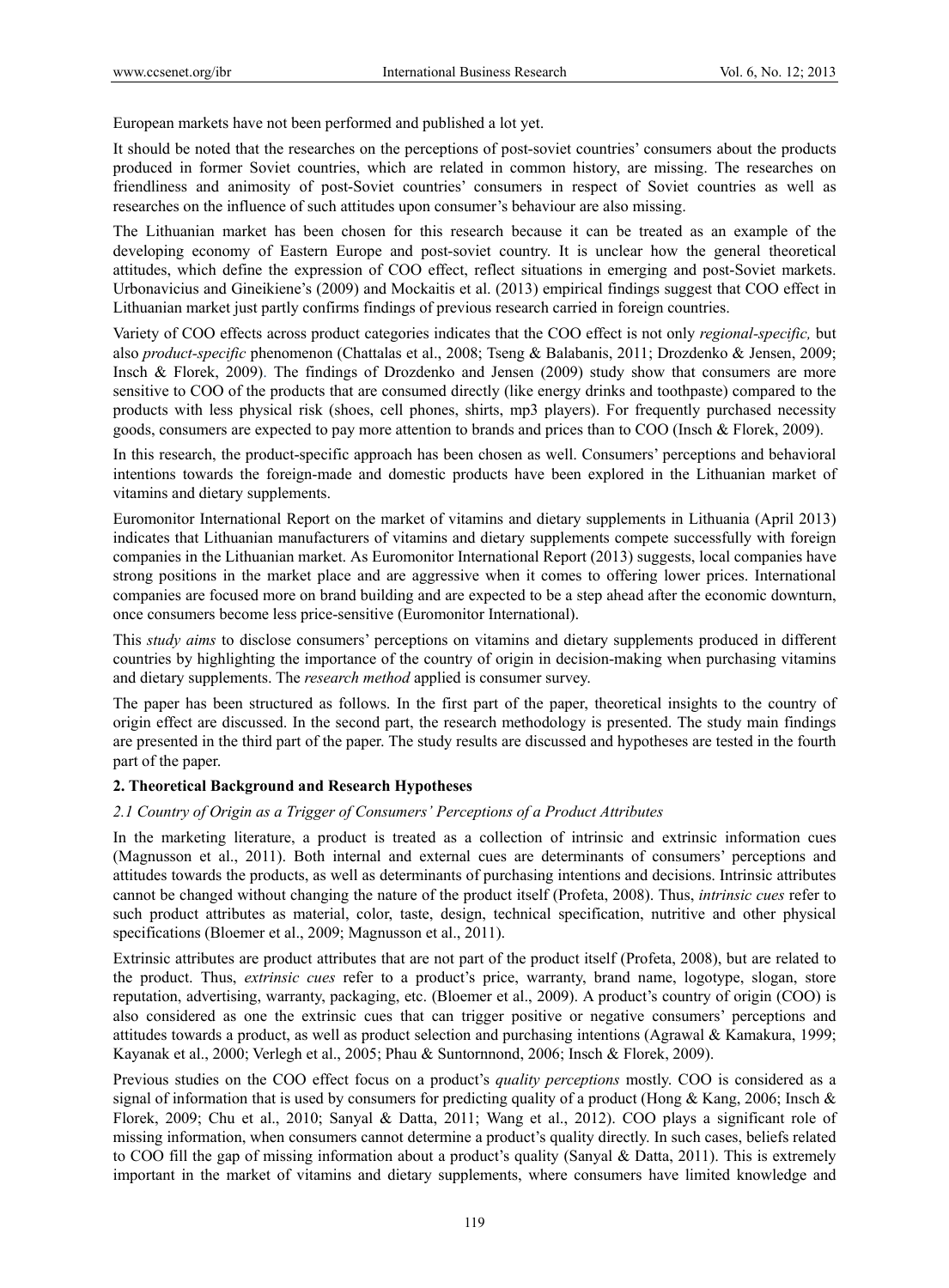European markets have not been performed and published a lot yet.

It should be noted that the researches on the perceptions of post-soviet countries' consumers about the products produced in former Soviet countries, which are related in common history, are missing. The researches on friendliness and animosity of post-Soviet countries' consumers in respect of Soviet countries as well as researches on the influence of such attitudes upon consumer's behaviour are also missing.

The Lithuanian market has been chosen for this research because it can be treated as an example of the developing economy of Eastern Europe and post-soviet country. It is unclear how the general theoretical attitudes, which define the expression of COO effect, reflect situations in emerging and post-Soviet markets. Urbonavicius and Gineikiene's (2009) and Mockaitis et al. (2013) empirical findings suggest that COO effect in Lithuanian market just partly confirms findings of previous research carried in foreign countries.

Variety of COO effects across product categories indicates that the COO effect is not only *regional-specific,* but also *product-specific* phenomenon (Chattalas et al., 2008; Tseng & Balabanis, 2011; Drozdenko & Jensen, 2009; Insch & Florek, 2009). The findings of Drozdenko and Jensen (2009) study show that consumers are more sensitive to COO of the products that are consumed directly (like energy drinks and toothpaste) compared to the products with less physical risk (shoes, cell phones, shirts, mp3 players). For frequently purchased necessity goods, consumers are expected to pay more attention to brands and prices than to COO (Insch & Florek, 2009).

In this research, the product-specific approach has been chosen as well. Consumers' perceptions and behavioral intentions towards the foreign-made and domestic products have been explored in the Lithuanian market of vitamins and dietary supplements.

Euromonitor International Report on the market of vitamins and dietary supplements in Lithuania (April 2013) indicates that Lithuanian manufacturers of vitamins and dietary supplements compete successfully with foreign companies in the Lithuanian market. As Euromonitor International Report (2013) suggests, local companies have strong positions in the market place and are aggressive when it comes to offering lower prices. International companies are focused more on brand building and are expected to be a step ahead after the economic downturn, once consumers become less price-sensitive (Euromonitor International).

This *study aims* to disclose consumers' perceptions on vitamins and dietary supplements produced in different countries by highlighting the importance of the country of origin in decision-making when purchasing vitamins and dietary supplements. The *research method* applied is consumer survey.

The paper has been structured as follows. In the first part of the paper, theoretical insights to the country of origin effect are discussed. In the second part, the research methodology is presented. The study main findings are presented in the third part of the paper. The study results are discussed and hypotheses are tested in the fourth part of the paper.

## 2. Theoretical Background and Research Hypotheses

### *2.1 Country of Origin as a Trigger of Consumers' Perceptions of a Product Attributes*

In the marketing literature, a product is treated as a collection of intrinsic and extrinsic information cues (Magnusson et al., 2011). Both internal and external cues are determinants of consumers' perceptions and attitudes towards the products, as well as determinants of purchasing intentions and decisions. Intrinsic attributes cannot be changed without changing the nature of the product itself (Profeta, 2008). Thus, *intrinsic cues* refer to such product attributes as material, color, taste, design, technical specification, nutritive and other physical specifications (Bloemer et al., 2009; Magnusson et al., 2011).

Extrinsic attributes are product attributes that are not part of the product itself (Profeta, 2008), but are related to the product. Thus, *extrinsic cues* refer to a product's price, warranty, brand name, logotype, slogan, store reputation, advertising, warranty, packaging, etc. (Bloemer et al., 2009). A product's country of origin (COO) is also considered as one the extrinsic cues that can trigger positive or negative consumers' perceptions and attitudes towards a product, as well as product selection and purchasing intentions (Agrawal & Kamakura, 1999; Kayanak et al., 2000; Verlegh et al., 2005; Phau & Suntornnond, 2006; Insch & Florek, 2009).

Previous studies on the COO effect focus on a product's *quality perceptions* mostly. COO is considered as a signal of information that is used by consumers for predicting quality of a product (Hong & Kang, 2006; Insch & Florek, 2009; Chu et al., 2010; Sanyal & Datta, 2011; Wang et al., 2012). COO plays a significant role of missing information, when consumers cannot determine a product's quality directly. In such cases, beliefs related to COO fill the gap of missing information about a product's quality (Sanyal & Datta, 2011). This is extremely important in the market of vitamins and dietary supplements, where consumers have limited knowledge and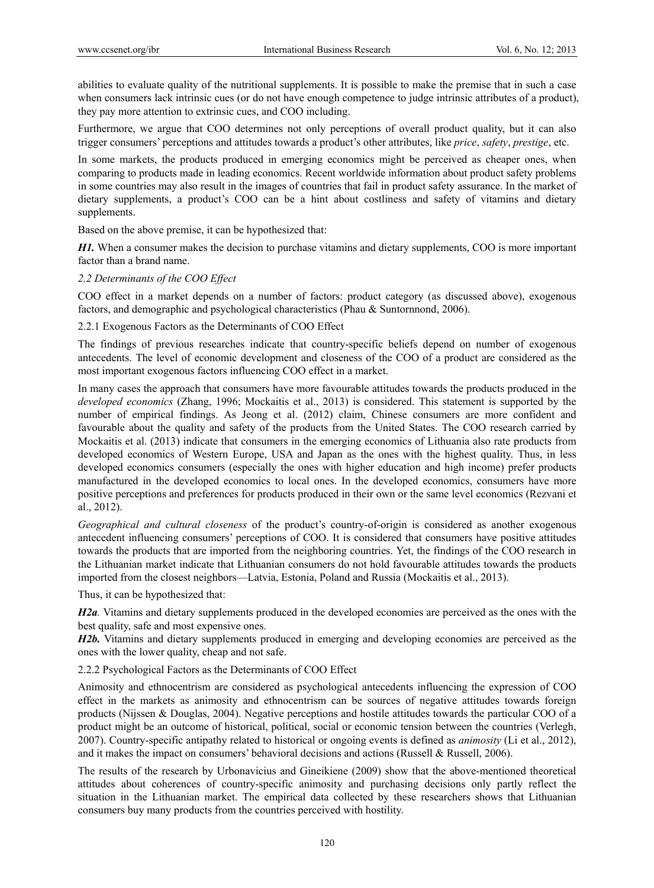abilities to evaluate quality of the nutritional supplements. It is possible to make the premise that in such a case when consumers lack intrinsic cues (or do not have enough competence to judge intrinsic attributes of a product), they pay more attention to extrinsic cues, and COO including.

Furthermore, we argue that COO determines not only perceptions of overall product quality, but it can also trigger consumers' perceptions and attitudes towards a product's other attributes, like *price*, *safety*, *prestige*, etc.

In some markets, the products produced in emerging economics might be perceived as cheaper ones, when comparing to products made in leading economics. Recent worldwide information about product safety problems in some countries may also result in the images of countries that fail in product safety assurance. In the market of dietary supplements, a product's COO can be a hint about costliness and safety of vitamins and dietary supplements.

Based on the above premise, it can be hypothesized that:

***H1.*** When a consumer makes the decision to purchase vitamins and dietary supplements, COO is more important factor than a brand name.

### *2.2 Determinants of the COO Effect*

COO effect in a market depends on a number of factors: product category (as discussed above), exogenous factors, and demographic and psychological characteristics (Phau & Suntornnond, 2006).

#### 2.2.1 Exogenous Factors as the Determinants of COO Effect

The findings of previous researches indicate that country-specific beliefs depend on number of exogenous antecedents. The level of economic development and closeness of the COO of a product are considered as the most important exogenous factors influencing COO effect in a market.

In many cases the approach that consumers have more favourable attitudes towards the products produced in the *developed economics* (Zhang, 1996; Mockaitis et al., 2013) is considered. This statement is supported by the number of empirical findings. As Jeong et al. (2012) claim, Chinese consumers are more confident and favourable about the quality and safety of the products from the United States. The COO research carried by Mockaitis et al. (2013) indicate that consumers in the emerging economics of Lithuania also rate products from developed economics of Western Europe, USA and Japan as the ones with the highest quality. Thus, in less developed economics consumers (especially the ones with higher education and high income) prefer products manufactured in the developed economics to local ones. In the developed economics, consumers have more positive perceptions and preferences for products produced in their own or the same level economics (Rezvani et al., 2012).

*Geographical and cultural closeness* of the product's country-of-origin is considered as another exogenous antecedent influencing consumers' perceptions of COO. It is considered that consumers have positive attitudes towards the products that are imported from the neighboring countries. Yet, the findings of the COO research in the Lithuanian market indicate that Lithuanian consumers do not hold favourable attitudes towards the products imported from the closest neighbors—Latvia, Estonia, Poland and Russia (Mockaitis et al., 2013).

Thus, it can be hypothesized that:

***H2a.*** Vitamins and dietary supplements produced in the developed economies are perceived as the ones with the best quality, safe and most expensive ones.

***H2b.*** Vitamins and dietary supplements produced in emerging and developing economies are perceived as the ones with the lower quality, cheap and not safe.

#### 2.2.2 Psychological Factors as the Determinants of COO Effect

Animosity and ethnocentrism are considered as psychological antecedents influencing the expression of COO effect in the markets as animosity and ethnocentrism can be sources of negative attitudes towards foreign products (Nijssen & Douglas, 2004). Negative perceptions and hostile attitudes towards the particular COO of a product might be an outcome of historical, political, social or economic tension between the countries (Verlegh, 2007). Country-specific antipathy related to historical or ongoing events is defined as *animosity* (Li et al., 2012), and it makes the impact on consumers' behavioral decisions and actions (Russell & Russell, 2006).

The results of the research by Urbonavicius and Gineikiene (2009) show that the above-mentioned theoretical attitudes about coherences of country-specific animosity and purchasing decisions only partly reflect the situation in the Lithuanian market. The empirical data collected by these researchers shows that Lithuanian consumers buy many products from the countries perceived with hostility.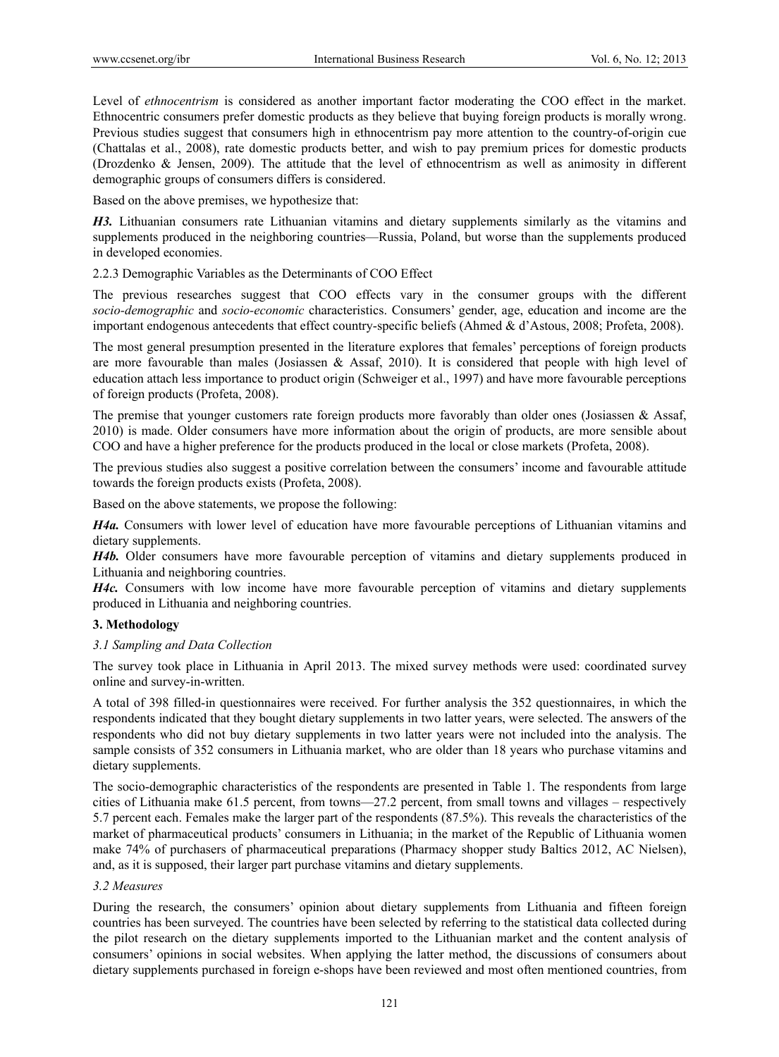Level of *ethnocentrism* is considered as another important factor moderating the COO effect in the market. Ethnocentric consumers prefer domestic products as they believe that buying foreign products is morally wrong. Previous studies suggest that consumers high in ethnocentrism pay more attention to the country-of-origin cue (Chattalas et al., 2008), rate domestic products better, and wish to pay premium prices for domestic products (Drozdenko & Jensen, 2009). The attitude that the level of ethnocentrism as well as animosity in different demographic groups of consumers differs is considered.

Based on the above premises, we hypothesize that:

***H3.*** Lithuanian consumers rate Lithuanian vitamins and dietary supplements similarly as the vitamins and supplements produced in the neighboring countries—Russia, Poland, but worse than the supplements produced in developed economies.

#### 2.2.3 Demographic Variables as the Determinants of COO Effect

The previous researches suggest that COO effects vary in the consumer groups with the different *socio-demographic* and *socio-economic* characteristics. Consumers' gender, age, education and income are the important endogenous antecedents that effect country-specific beliefs (Ahmed & d'Astous, 2008; Profeta, 2008).

The most general presumption presented in the literature explores that females' perceptions of foreign products are more favourable than males (Josiassen & Assaf, 2010). It is considered that people with high level of education attach less importance to product origin (Schweiger et al., 1997) and have more favourable perceptions of foreign products (Profeta, 2008).

The premise that younger customers rate foreign products more favorably than older ones (Josiassen & Assaf, 2010) is made. Older consumers have more information about the origin of products, are more sensible about COO and have a higher preference for the products produced in the local or close markets (Profeta, 2008).

The previous studies also suggest a positive correlation between the consumers' income and favourable attitude towards the foreign products exists (Profeta, 2008).

Based on the above statements, we propose the following:

***H4a.*** Consumers with lower level of education have more favourable perceptions of Lithuanian vitamins and dietary supplements.

***H4b.*** Older consumers have more favourable perception of vitamins and dietary supplements produced in Lithuania and neighboring countries.

***H4c.*** Consumers with low income have more favourable perception of vitamins and dietary supplements produced in Lithuania and neighboring countries.

## 3. Methodology

### *3.1 Sampling and Data Collection*

The survey took place in Lithuania in April 2013. The mixed survey methods were used: coordinated survey online and survey-in-written.

A total of 398 filled-in questionnaires were received. For further analysis the 352 questionnaires, in which the respondents indicated that they bought dietary supplements in two latter years, were selected. The answers of the respondents who did not buy dietary supplements in two latter years were not included into the analysis. The sample consists of 352 consumers in Lithuania market, who are older than 18 years who purchase vitamins and dietary supplements.

The socio-demographic characteristics of the respondents are presented in Table 1. The respondents from large cities of Lithuania make 61.5 percent, from towns—27.2 percent, from small towns and villages – respectively 5.7 percent each. Females make the larger part of the respondents (87.5%). This reveals the characteristics of the market of pharmaceutical products' consumers in Lithuania; in the market of the Republic of Lithuania women make 74% of purchasers of pharmaceutical preparations (Pharmacy shopper study Baltics 2012, AC Nielsen), and, as it is supposed, their larger part purchase vitamins and dietary supplements.

### *3.2 Measures*

During the research, the consumers' opinion about dietary supplements from Lithuania and fifteen foreign countries has been surveyed. The countries have been selected by referring to the statistical data collected during the pilot research on the dietary supplements imported to the Lithuanian market and the content analysis of consumers' opinions in social websites. When applying the latter method, the discussions of consumers about dietary supplements purchased in foreign e-shops have been reviewed and most often mentioned countries, from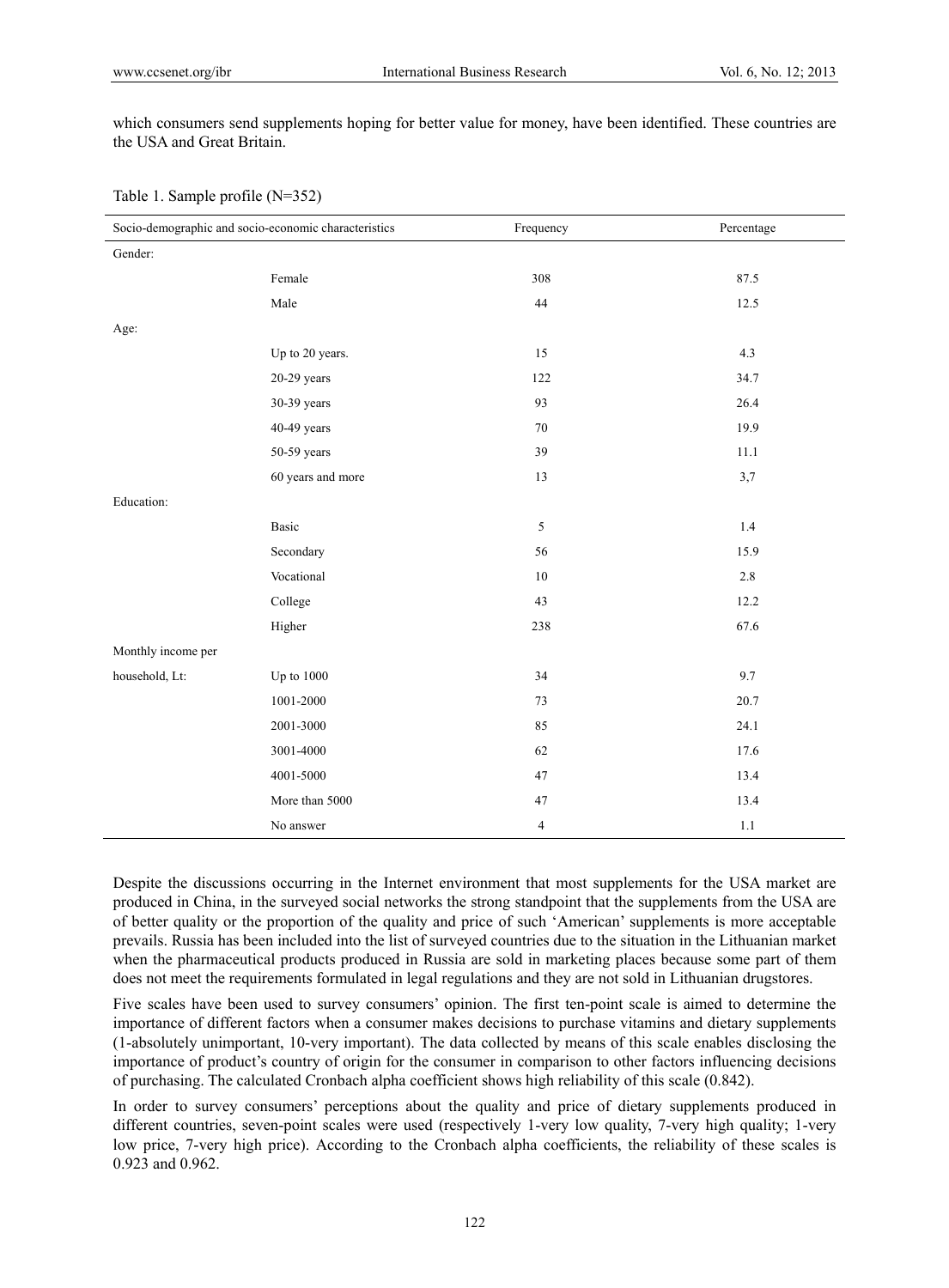which consumers send supplements hoping for better value for money, have been identified. These countries are the USA and Great Britain.

Table 1. Sample profile (N=352)

| Socio-demographic and socio-economic characteristics | | Frequency | Percentage |
|---|---|---|---|
| Gender: | | | |
| | Female | 308 | 87.5 |
| | Male | 44 | 12.5 |
| Age: | | | |
| | Up to 20 years. | 15 | 4.3 |
| | 20-29 years | 122 | 34.7 |
| | 30-39 years | 93 | 26.4 |
| | 40-49 years | 70 | 19.9 |
| | 50-59 years | 39 | 11.1 |
| | 60 years and more | 13 | 3,7 |
| Education: | | | |
| | Basic | 5 | 1.4 |
| | Secondary | 56 | 15.9 |
| | Vocational | 10 | 2.8 |
| | College | 43 | 12.2 |
| | Higher | 238 | 67.6 |
| Monthly income per | | | |
| household, Lt: | Up to 1000 | 34 | 9.7 |
| | 1001-2000 | 73 | 20.7 |
| | 2001-3000 | 85 | 24.1 |
| | 3001-4000 | 62 | 17.6 |
| | 4001-5000 | 47 | 13.4 |
| | More than 5000 | 47 | 13.4 |
| | No answer | 4 | 1.1 |

Despite the discussions occurring in the Internet environment that most supplements for the USA market are produced in China, in the surveyed social networks the strong standpoint that the supplements from the USA are of better quality or the proportion of the quality and price of such 'American' supplements is more acceptable prevails. Russia has been included into the list of surveyed countries due to the situation in the Lithuanian market when the pharmaceutical products produced in Russia are sold in marketing places because some part of them does not meet the requirements formulated in legal regulations and they are not sold in Lithuanian drugstores.

Five scales have been used to survey consumers' opinion. The first ten-point scale is aimed to determine the importance of different factors when a consumer makes decisions to purchase vitamins and dietary supplements (1-absolutely unimportant, 10-very important). The data collected by means of this scale enables disclosing the importance of product's country of origin for the consumer in comparison to other factors influencing decisions of purchasing. The calculated Cronbach alpha coefficient shows high reliability of this scale (0.842).

In order to survey consumers' perceptions about the quality and price of dietary supplements produced in different countries, seven-point scales were used (respectively 1-very low quality, 7-very high quality; 1-very low price, 7-very high price). According to the Cronbach alpha coefficients, the reliability of these scales is 0.923 and 0.962.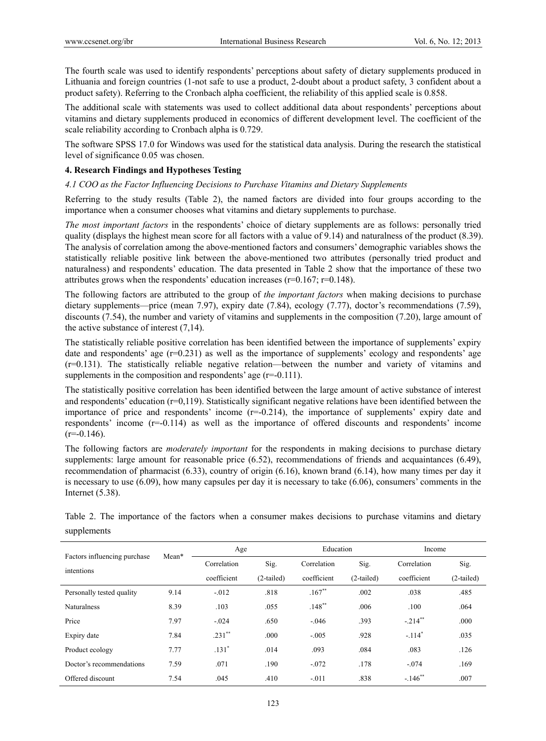The fourth scale was used to identify respondents' perceptions about safety of dietary supplements produced in Lithuania and foreign countries (1-not safe to use a product, 2-doubt about a product safety, 3 confident about a product safety). Referring to the Cronbach alpha coefficient, the reliability of this applied scale is 0.858.

The additional scale with statements was used to collect additional data about respondents' perceptions about vitamins and dietary supplements produced in economics of different development level. The coefficient of the scale reliability according to Cronbach alpha is 0.729.

The software SPSS 17.0 for Windows was used for the statistical data analysis. During the research the statistical level of significance 0.05 was chosen.

## 4. Research Findings and Hypotheses Testing

### 4.1 COO as the Factor Influencing Decisions to Purchase Vitamins and Dietary Supplements

Referring to the study results (Table 2), the named factors are divided into four groups according to the importance when a consumer chooses what vitamins and dietary supplements to purchase.

*The most important factors* in the respondents' choice of dietary supplements are as follows: personally tried quality (displays the highest mean score for all factors with a value of 9.14) and naturalness of the product (8.39). The analysis of correlation among the above-mentioned factors and consumers' demographic variables shows the statistically reliable positive link between the above-mentioned two attributes (personally tried product and naturalness) and respondents' education. The data presented in Table 2 show that the importance of these two attributes grows when the respondents' education increases (r=0.167; r=0.148).

The following factors are attributed to the group of *the important factors* when making decisions to purchase dietary supplements—price (mean 7.97), expiry date (7.84), ecology (7.77), doctor's recommendations (7.59), discounts (7.54), the number and variety of vitamins and supplements in the composition (7.20), large amount of the active substance of interest (7,14).

The statistically reliable positive correlation has been identified between the importance of supplements' expiry date and respondents' age (r=0.231) as well as the importance of supplements' ecology and respondents' age (r=0.131). The statistically reliable negative relation—between the number and variety of vitamins and supplements in the composition and respondents' age (r=-0.111).

The statistically positive correlation has been identified between the large amount of active substance of interest and respondents' education (r=0,119). Statistically significant negative relations have been identified between the importance of price and respondents' income (r=-0.214), the importance of supplements' expiry date and respondents' income (r=-0.114) as well as the importance of offered discounts and respondents' income (r=-0.146).

The following factors are *moderately important* for the respondents in making decisions to purchase dietary supplements: large amount for reasonable price (6.52), recommendations of friends and acquaintances (6.49), recommendation of pharmacist (6.33), country of origin (6.16), known brand (6.14), how many times per day it is necessary to use (6.09), how many capsules per day it is necessary to take (6.06), consumers' comments in the Internet (5.38).

Table 2. The importance of the factors when a consumer makes decisions to purchase vitamins and dietary supplements

| Factors influencing purchase intentions | Mean* | Age | | Education | | Income | |
|---|---|---|---|---|---|---|---|
| | | Correlation coefficient | Sig. (2-tailed) | Correlation coefficient | Sig. (2-tailed) | Correlation coefficient | Sig. (2-tailed) |
| Personally tested quality | 9.14 | -.012 | .818 | .167** | .002 | .038 | .485 |
| Naturalness | 8.39 | .103 | .055 | .148** | .006 | .100 | .064 |
| Price | 7.97 | -.024 | .650 | -.046 | .393 | -.214** | .000 |
| Expiry date | 7.84 | .231** | .000 | -.005 | .928 | -.114* | .035 |
| Product ecology | 7.77 | .131* | .014 | .093 | .084 | .083 | .126 |
| Doctor's recommendations | 7.59 | .071 | .190 | -.072 | .178 | -.074 | .169 |
| Offered discount | 7.54 | .045 | .410 | -.011 | .838 | -.146** | .007 |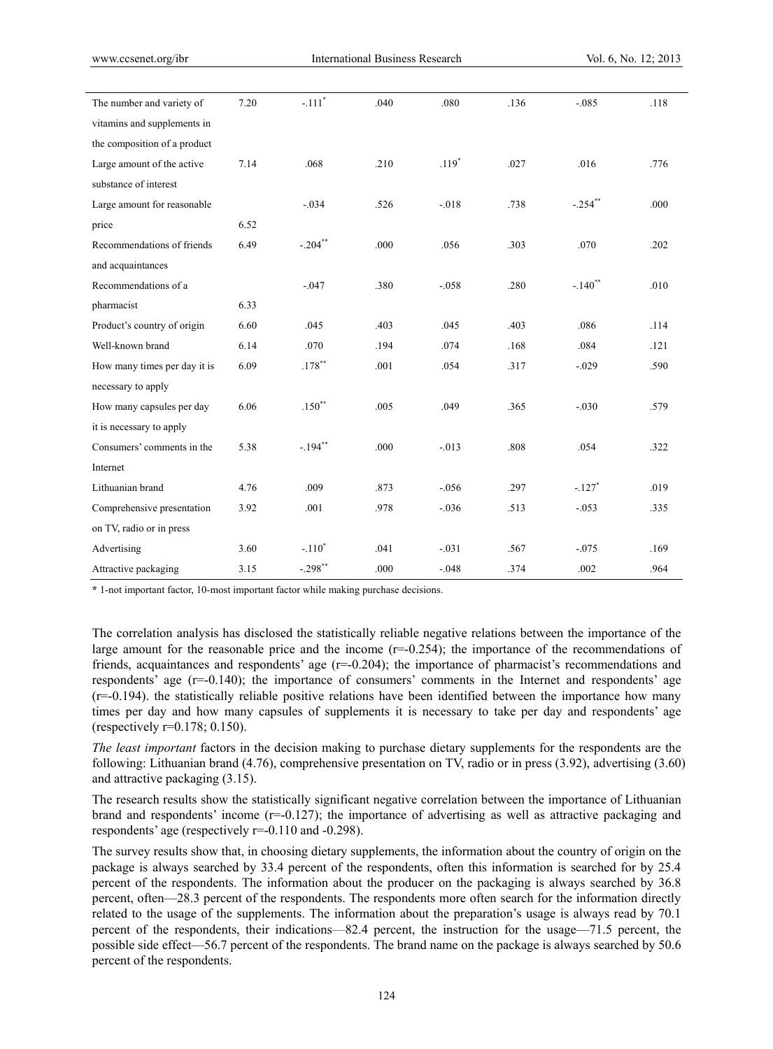| | | | | | | | |
|---|---|---|---|---|---|---|---|
| The number and variety of vitamins and supplements in the composition of a product | 7.20 | -.111* | .040 | .080 | .136 | -.085 | .118 |
| Large amount of the active substance of interest | 7.14 | .068 | .210 | .119* | .027 | .016 | .776 |
| Large amount for reasonable price | 6.52 | -.034 | .526 | -.018 | .738 | -.254** | .000 |
| Recommendations of friends and acquaintances | 6.49 | -.204** | .000 | .056 | .303 | .070 | .202 |
| Recommendations of a pharmacist | 6.33 | -.047 | .380 | -.058 | .280 | -.140** | .010 |
| Product's country of origin | 6.60 | .045 | .403 | .045 | .403 | .086 | .114 |
| Well-known brand | 6.14 | .070 | .194 | .074 | .168 | .084 | .121 |
| How many times per day it is necessary to apply | 6.09 | .178** | .001 | .054 | .317 | -.029 | .590 |
| How many capsules per day it is necessary to apply | 6.06 | .150** | .005 | .049 | .365 | -.030 | .579 |
| Consumers' comments in the Internet | 5.38 | -.194** | .000 | -.013 | .808 | .054 | .322 |
| Lithuanian brand | 4.76 | .009 | .873 | -.056 | .297 | -.127* | .019 |
| Comprehensive presentation on TV, radio or in press | 3.92 | .001 | .978 | -.036 | .513 | -.053 | .335 |
| Advertising | 3.60 | -.110* | .041 | -.031 | .567 | -.075 | .169 |
| Attractive packaging | 3.15 | -.298** | .000 | -.048 | .374 | .002 | .964 |

\* 1-not important factor, 10-most important factor while making purchase decisions.

The correlation analysis has disclosed the statistically reliable negative relations between the importance of the large amount for the reasonable price and the income (r=-0.254); the importance of the recommendations of friends, acquaintances and respondents' age (r=-0.204); the importance of pharmacist's recommendations and respondents' age (r=-0.140); the importance of consumers' comments in the Internet and respondents' age (r=-0.194). the statistically reliable positive relations have been identified between the importance how many times per day and how many capsules of supplements it is necessary to take per day and respondents' age (respectively r=0.178; 0.150).

*The least important* factors in the decision making to purchase dietary supplements for the respondents are the following: Lithuanian brand (4.76), comprehensive presentation on TV, radio or in press (3.92), advertising (3.60) and attractive packaging (3.15).

The research results show the statistically significant negative correlation between the importance of Lithuanian brand and respondents' income (r=-0.127); the importance of advertising as well as attractive packaging and respondents' age (respectively r=-0.110 and -0.298).

The survey results show that, in choosing dietary supplements, the information about the country of origin on the package is always searched by 33.4 percent of the respondents, often this information is searched for by 25.4 percent of the respondents. The information about the producer on the packaging is always searched by 36.8 percent, often—28.3 percent of the respondents. The respondents more often search for the information directly related to the usage of the supplements. The information about the preparation's usage is always read by 70.1 percent of the respondents, their indications—82.4 percent, the instruction for the usage—71.5 percent, the possible side effect—56.7 percent of the respondents. The brand name on the package is always searched by 50.6 percent of the respondents.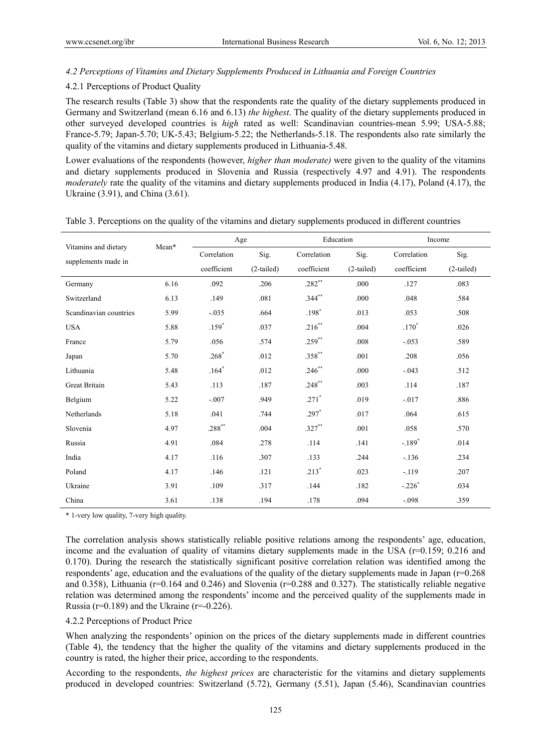*4.2 Perceptions of Vitamins and Dietary Supplements Produced in Lithuania and Foreign Countries*

4.2.1 Perceptions of Product Quality

The research results (Table 3) show that the respondents rate the quality of the dietary supplements produced in Germany and Switzerland (mean 6.16 and 6.13) *the highest*. The quality of the dietary supplements produced in other surveyed developed countries is *high* rated as well: Scandinavian countries-mean 5.99; USA-5.88; France-5.79; Japan-5.70; UK-5.43; Belgium-5.22; the Netherlands-5.18. The respondents also rate similarly the quality of the vitamins and dietary supplements produced in Lithuania-5.48.

Lower evaluations of the respondents (however, *higher than moderate)* were given to the quality of the vitamins and dietary supplements produced in Slovenia and Russia (respectively 4.97 and 4.91). The respondents *moderately* rate the quality of the vitamins and dietary supplements produced in India (4.17), Poland (4.17), the Ukraine (3.91), and China (3.61).

Table 3. Perceptions on the quality of the vitamins and dietary supplements produced in different countries

| Vitamins and dietary supplements made in | Mean* | Age | | Education | | Income | |
|---|---|---|---|---|---|---|---|
| | | Correlation coefficient | Sig. (2-tailed) | Correlation coefficient | Sig. (2-tailed) | Correlation coefficient | Sig. (2-tailed) |
| Germany | 6.16 | .092 | .206 | .282** | .000 | .127 | .083 |
| Switzerland | 6.13 | .149 | .081 | .344** | .000 | .048 | .584 |
| Scandinavian countries | 5.99 | -.035 | .664 | .198* | .013 | .053 | .508 |
| USA | 5.88 | .159* | .037 | .216** | .004 | .170* | .026 |
| France | 5.79 | .056 | .574 | .259** | .008 | -.053 | .589 |
| Japan | 5.70 | .268* | .012 | .358** | .001 | .208 | .056 |
| Lithuania | 5.48 | .164* | .012 | .246** | .000 | -.043 | .512 |
| Great Britain | 5.43 | .113 | .187 | .248** | .003 | .114 | .187 |
| Belgium | 5.22 | -.007 | .949 | .271* | .019 | -.017 | .886 |
| Netherlands | 5.18 | .041 | .744 | .297* | .017 | .064 | .615 |
| Slovenia | 4.97 | .288** | .004 | .327** | .001 | .058 | .570 |
| Russia | 4.91 | .084 | .278 | .114 | .141 | -.189* | .014 |
| India | 4.17 | .116 | .307 | .133 | .244 | -.136 | .234 |
| Poland | 4.17 | .146 | .121 | .213* | .023 | -.119 | .207 |
| Ukraine | 3.91 | .109 | .317 | .144 | .182 | -.226* | .034 |
| China | 3.61 | .138 | .194 | .178 | .094 | -.098 | .359 |

\* 1-very low quality, 7-very high quality.

The correlation analysis shows statistically reliable positive relations among the respondents' age, education, income and the evaluation of quality of vitamins dietary supplements made in the USA (r=0.159; 0.216 and 0.170). During the research the statistically significant positive correlation relation was identified among the respondents' age, education and the evaluations of the quality of the dietary supplements made in Japan (r=0.268 and 0.358), Lithuania (r=0.164 and 0.246) and Slovenia (r=0.288 and 0.327). The statistically reliable negative relation was determined among the respondents' income and the perceived quality of the supplements made in Russia (r=0.189) and the Ukraine (r=-0.226).

4.2.2 Perceptions of Product Price

When analyzing the respondents' opinion on the prices of the dietary supplements made in different countries (Table 4), the tendency that the higher the quality of the vitamins and dietary supplements produced in the country is rated, the higher their price, according to the respondents.

According to the respondents, *the highest prices* are characteristic for the vitamins and dietary supplements produced in developed countries: Switzerland (5.72), Germany (5.51), Japan (5.46), Scandinavian countries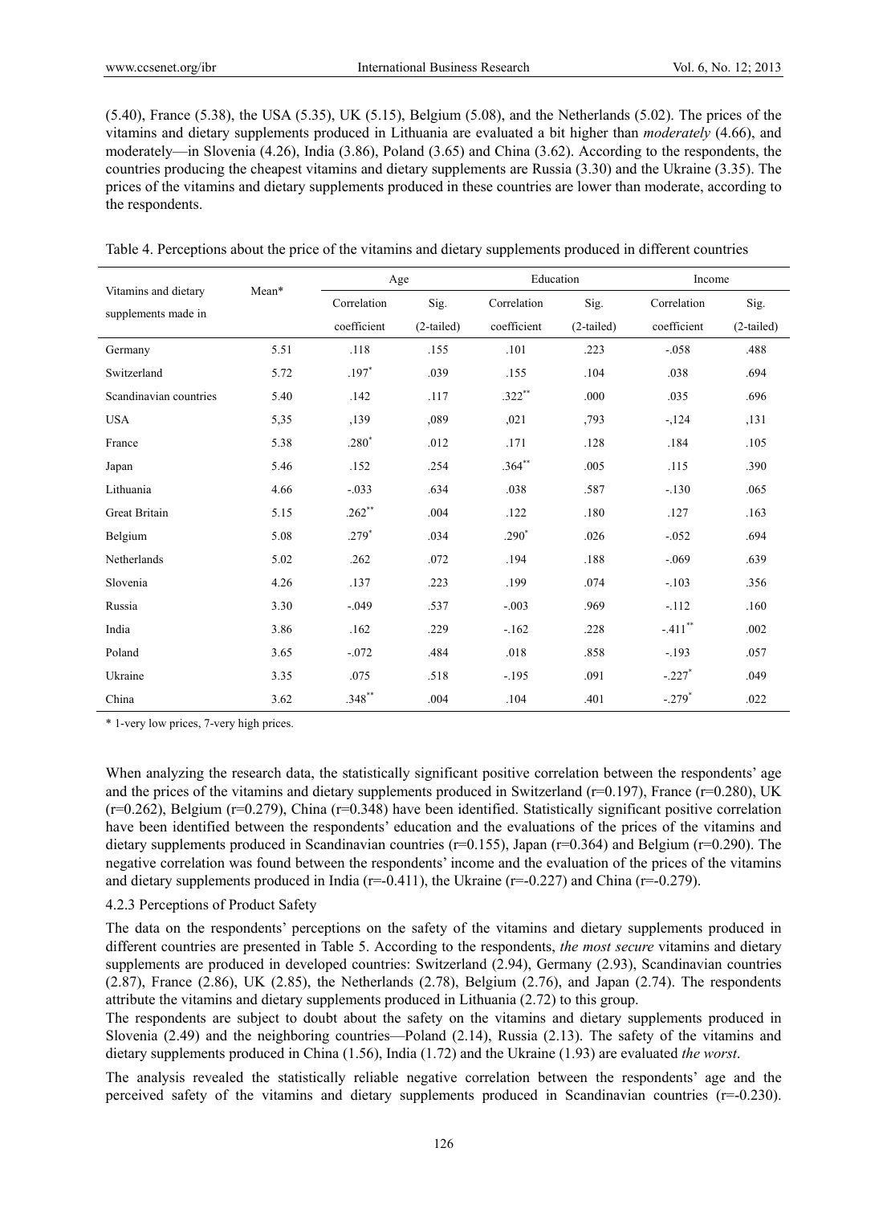(5.40), France (5.38), the USA (5.35), UK (5.15), Belgium (5.08), and the Netherlands (5.02). The prices of the vitamins and dietary supplements produced in Lithuania are evaluated a bit higher than *moderately* (4.66), and moderately—in Slovenia (4.26), India (3.86), Poland (3.65) and China (3.62). According to the respondents, the countries producing the cheapest vitamins and dietary supplements are Russia (3.30) and the Ukraine (3.35). The prices of the vitamins and dietary supplements produced in these countries are lower than moderate, according to the respondents.

Table 4. Perceptions about the price of the vitamins and dietary supplements produced in different countries

| Vitamins and dietary supplements made in | Mean* | Age | | Education | | Income | |
|---|---|---|---|---|---|---|---|
| | | Correlation coefficient | Sig. (2-tailed) | Correlation coefficient | Sig. (2-tailed) | Correlation coefficient | Sig. (2-tailed) |
| Germany | 5.51 | .118 | .155 | .101 | .223 | -.058 | .488 |
| Switzerland | 5.72 | .197* | .039 | .155 | .104 | .038 | .694 |
| Scandinavian countries | 5.40 | .142 | .117 | .322** | .000 | .035 | .696 |
| USA | 5,35 | ,139 | ,089 | ,021 | ,793 | -,124 | ,131 |
| France | 5.38 | .280* | .012 | .171 | .128 | .184 | .105 |
| Japan | 5.46 | .152 | .254 | .364** | .005 | .115 | .390 |
| Lithuania | 4.66 | -.033 | .634 | .038 | .587 | -.130 | .065 |
| Great Britain | 5.15 | .262** | .004 | .122 | .180 | .127 | .163 |
| Belgium | 5.08 | .279* | .034 | .290* | .026 | -.052 | .694 |
| Netherlands | 5.02 | .262 | .072 | .194 | .188 | -.069 | .639 |
| Slovenia | 4.26 | .137 | .223 | .199 | .074 | -.103 | .356 |
| Russia | 3.30 | -.049 | .537 | -.003 | .969 | -.112 | .160 |
| India | 3.86 | .162 | .229 | -.162 | .228 | -.411** | .002 |
| Poland | 3.65 | -.072 | .484 | .018 | .858 | -.193 | .057 |
| Ukraine | 3.35 | .075 | .518 | -.195 | .091 | -.227* | .049 |
| China | 3.62 | .348** | .004 | .104 | .401 | -.279* | .022 |

\* 1-very low prices, 7-very high prices.

When analyzing the research data, the statistically significant positive correlation between the respondents' age and the prices of the vitamins and dietary supplements produced in Switzerland ($r=0.197$), France ($r=0.280$), UK ($r=0.262$), Belgium ($r=0.279$), China ($r=0.348$) have been identified. Statistically significant positive correlation have been identified between the respondents' education and the evaluations of the prices of the vitamins and dietary supplements produced in Scandinavian countries ($r=0.155$), Japan ($r=0.364$) and Belgium ($r=0.290$). The negative correlation was found between the respondents' income and the evaluation of the prices of the vitamins and dietary supplements produced in India ($r=-0.411$), the Ukraine ($r=-0.227$) and China ($r=-0.279$).

#### 4.2.3 Perceptions of Product Safety

The data on the respondents' perceptions on the safety of the vitamins and dietary supplements produced in different countries are presented in Table 5. According to the respondents, *the most secure* vitamins and dietary supplements are produced in developed countries: Switzerland (2.94), Germany (2.93), Scandinavian countries (2.87), France (2.86), UK (2.85), the Netherlands (2.78), Belgium (2.76), and Japan (2.74). The respondents attribute the vitamins and dietary supplements produced in Lithuania (2.72) to this group.

The respondents are subject to doubt about the safety on the vitamins and dietary supplements produced in Slovenia (2.49) and the neighboring countries—Poland (2.14), Russia (2.13). The safety of the vitamins and dietary supplements produced in China (1.56), India (1.72) and the Ukraine (1.93) are evaluated *the worst*.

The analysis revealed the statistically reliable negative correlation between the respondents' age and the perceived safety of the vitamins and dietary supplements produced in Scandinavian countries ($r=-0.230$).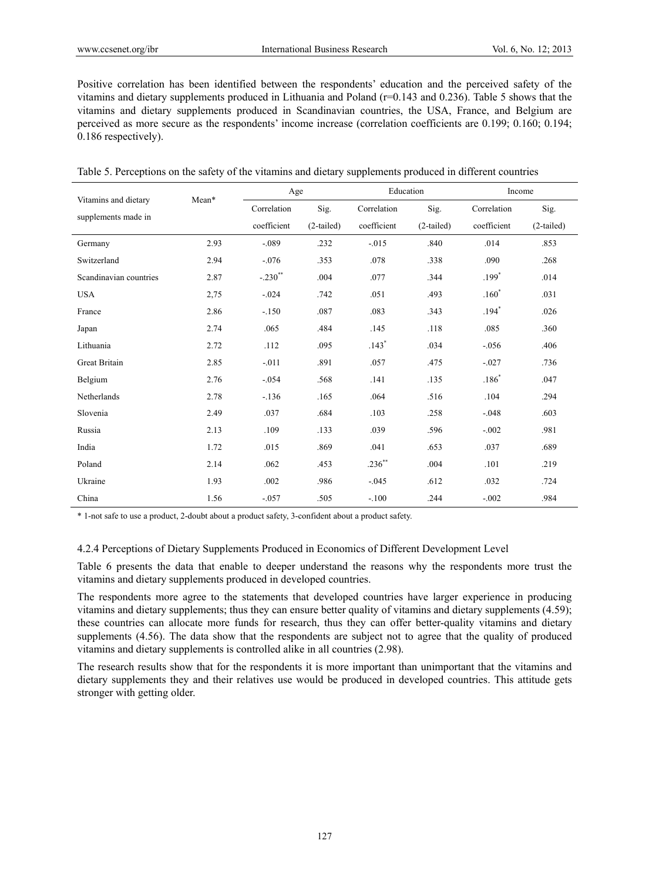Positive correlation has been identified between the respondents' education and the perceived safety of the vitamins and dietary supplements produced in Lithuania and Poland (r=0.143 and 0.236). Table 5 shows that the vitamins and dietary supplements produced in Scandinavian countries, the USA, France, and Belgium are perceived as more secure as the respondents' income increase (correlation coefficients are 0.199; 0.160; 0.194; 0.186 respectively).

Table 5. Perceptions on the safety of the vitamins and dietary supplements produced in different countries

| Vitamins and dietary supplements made in | Mean* | Age | | Education | | Income | |
|---|---|---|---|---|---|---|---|
| | | Correlation coefficient | Sig. (2-tailed) | Correlation coefficient | Sig. (2-tailed) | Correlation coefficient | Sig. (2-tailed) |
| Germany | 2.93 | -.089 | .232 | -.015 | .840 | .014 | .853 |
| Switzerland | 2.94 | -.076 | .353 | .078 | .338 | .090 | .268 |
| Scandinavian countries | 2.87 | -.230** | .004 | .077 | .344 | .199* | .014 |
| USA | 2,75 | -.024 | .742 | .051 | .493 | .160* | .031 |
| France | 2.86 | -.150 | .087 | .083 | .343 | .194* | .026 |
| Japan | 2.74 | .065 | .484 | .145 | .118 | .085 | .360 |
| Lithuania | 2.72 | .112 | .095 | .143* | .034 | -.056 | .406 |
| Great Britain | 2.85 | -.011 | .891 | .057 | .475 | -.027 | .736 |
| Belgium | 2.76 | -.054 | .568 | .141 | .135 | .186* | .047 |
| Netherlands | 2.78 | -.136 | .165 | .064 | .516 | .104 | .294 |
| Slovenia | 2.49 | .037 | .684 | .103 | .258 | -.048 | .603 |
| Russia | 2.13 | .109 | .133 | .039 | .596 | -.002 | .981 |
| India | 1.72 | .015 | .869 | .041 | .653 | .037 | .689 |
| Poland | 2.14 | .062 | .453 | .236** | .004 | .101 | .219 |
| Ukraine | 1.93 | .002 | .986 | -.045 | .612 | .032 | .724 |
| China | 1.56 | -.057 | .505 | -.100 | .244 | -.002 | .984 |

\* 1-not safe to use a product, 2-doubt about a product safety, 3-confident about a product safety.

#### 4.2.4 Perceptions of Dietary Supplements Produced in Economics of Different Development Level

Table 6 presents the data that enable to deeper understand the reasons why the respondents more trust the vitamins and dietary supplements produced in developed countries.

The respondents more agree to the statements that developed countries have larger experience in producing vitamins and dietary supplements; thus they can ensure better quality of vitamins and dietary supplements (4.59); these countries can allocate more funds for research, thus they can offer better-quality vitamins and dietary supplements (4.56). The data show that the respondents are subject not to agree that the quality of produced vitamins and dietary supplements is controlled alike in all countries (2.98).

The research results show that for the respondents it is more important than unimportant that the vitamins and dietary supplements they and their relatives use would be produced in developed countries. This attitude gets stronger with getting older.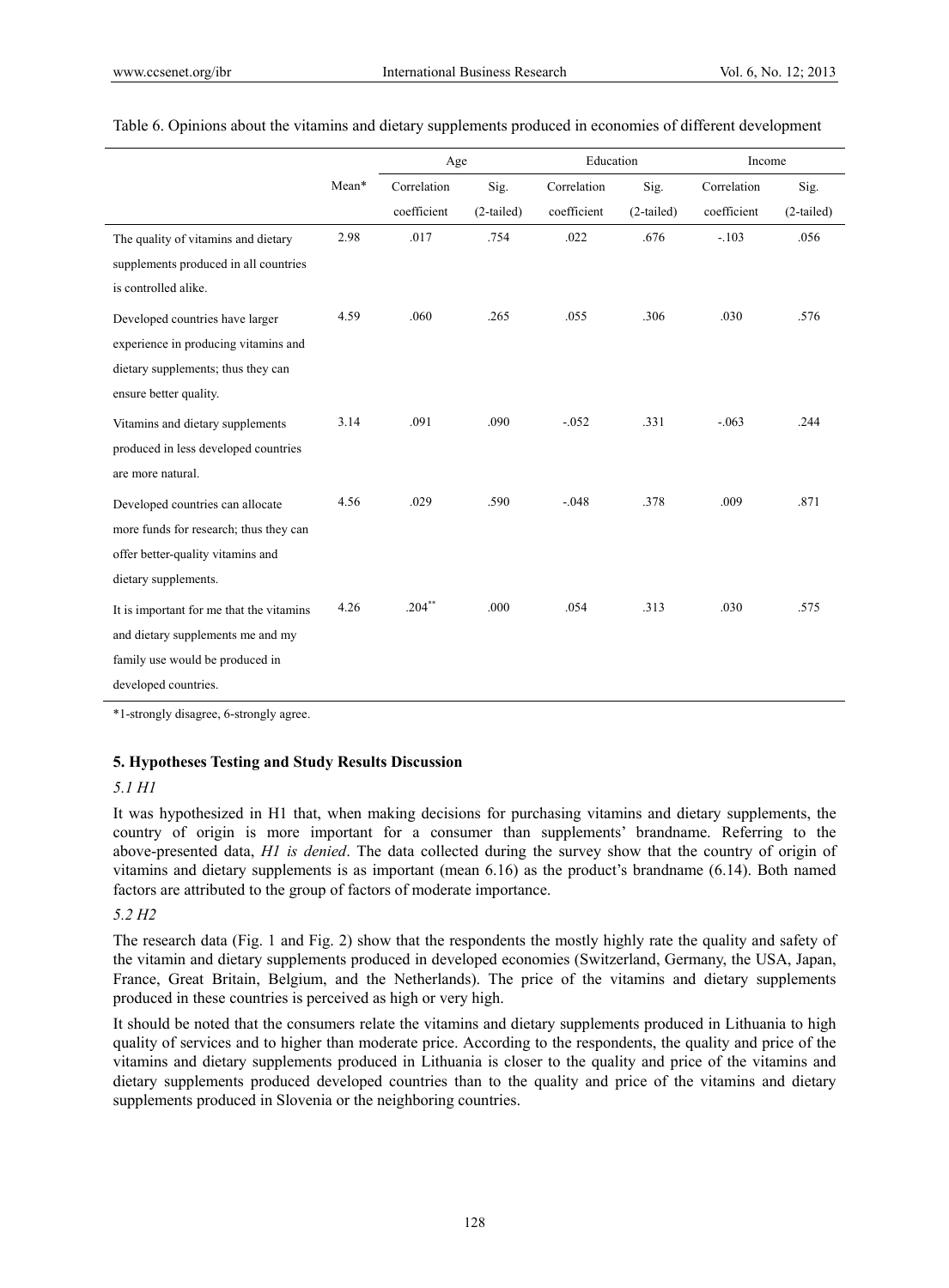Table 6. Opinions about the vitamins and dietary supplements produced in economies of different development

| | Mean* | Age | | Education | | Income | |
|---|---|---|---|---|---|---|---|
| | | Correlation coefficient | Sig. (2-tailed) | Correlation coefficient | Sig. (2-tailed) | Correlation coefficient | Sig. (2-tailed) |
| The quality of vitamins and dietary supplements produced in all countries is controlled alike. | 2.98 | .017 | .754 | .022 | .676 | -.103 | .056 |
| Developed countries have larger experience in producing vitamins and dietary supplements; thus they can ensure better quality. | 4.59 | .060 | .265 | .055 | .306 | .030 | .576 |
| Vitamins and dietary supplements produced in less developed countries are more natural. | 3.14 | .091 | .090 | -.052 | .331 | -.063 | .244 |
| Developed countries can allocate more funds for research; thus they can offer better-quality vitamins and dietary supplements. | 4.56 | .029 | .590 | -.048 | .378 | .009 | .871 |
| It is important for me that the vitamins and dietary supplements me and my family use would be produced in developed countries. | 4.26 | .204** | .000 | .054 | .313 | .030 | .575 |

*1-strongly disagree, 6-strongly agree.

### 5. Hypotheses Testing and Study Results Discussion

*5.1 H1*

It was hypothesized in H1 that, when making decisions for purchasing vitamins and dietary supplements, the country of origin is more important for a consumer than supplements' brandname. Referring to the above-presented data, *H1 is denied*. The data collected during the survey show that the country of origin of vitamins and dietary supplements is as important (mean 6.16) as the product's brandname (6.14). Both named factors are attributed to the group of factors of moderate importance.

*5.2 H2*

The research data (Fig. 1 and Fig. 2) show that the respondents the mostly highly rate the quality and safety of the vitamin and dietary supplements produced in developed economies (Switzerland, Germany, the USA, Japan, France, Great Britain, Belgium, and the Netherlands). The price of the vitamins and dietary supplements produced in these countries is perceived as high or very high.

It should be noted that the consumers relate the vitamins and dietary supplements produced in Lithuania to high quality of services and to higher than moderate price. According to the respondents, the quality and price of the vitamins and dietary supplements produced in Lithuania is closer to the quality and price of the vitamins and dietary supplements produced developed countries than to the quality and price of the vitamins and dietary supplements produced in Slovenia or the neighboring countries.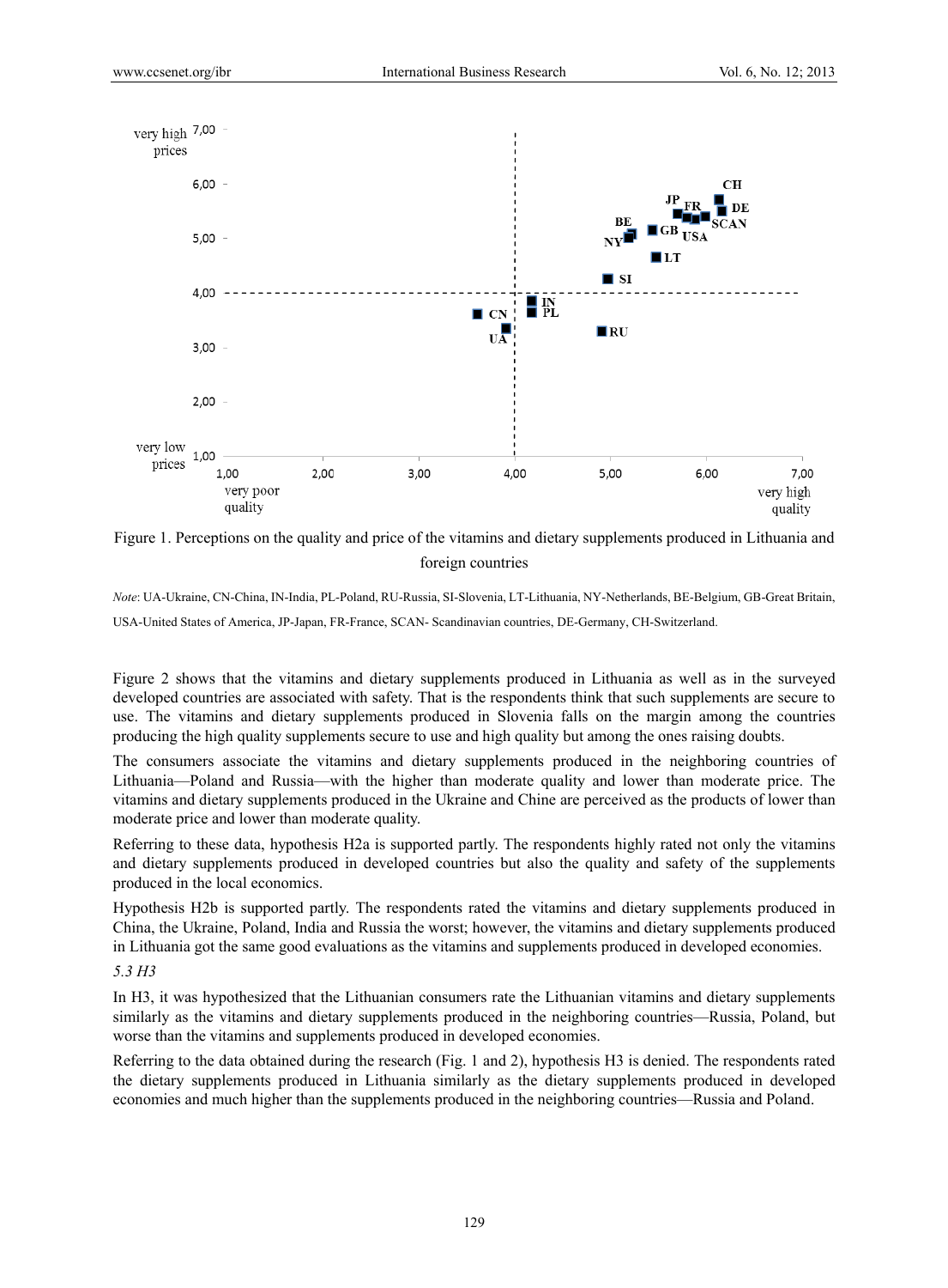Figure 1. Perceptions on the quality and price of the vitamins and dietary supplements produced in Lithuania and foreign countries

*Note*: UA-Ukraine, CN-China, IN-India, PL-Poland, RU-Russia, SI-Slovenia, LT-Lithuania, NY-Netherlands, BE-Belgium, GB-Great Britain, USA-United States of America, JP-Japan, FR-France, SCAN- Scandinavian countries, DE-Germany, CH-Switzerland.

Figure 2 shows that the vitamins and dietary supplements produced in Lithuania as well as in the surveyed developed countries are associated with safety. That is the respondents think that such supplements are secure to use. The vitamins and dietary supplements produced in Slovenia falls on the margin among the countries producing the high quality supplements secure to use and high quality but among the ones raising doubts.

The consumers associate the vitamins and dietary supplements produced in the neighboring countries of Lithuania—Poland and Russia—with the higher than moderate quality and lower than moderate price. The vitamins and dietary supplements produced in the Ukraine and Chine are perceived as the products of lower than moderate price and lower than moderate quality.

Referring to these data, hypothesis H2a is supported partly. The respondents highly rated not only the vitamins and dietary supplements produced in developed countries but also the quality and safety of the supplements produced in the local economics.

Hypothesis H2b is supported partly. The respondents rated the vitamins and dietary supplements produced in China, the Ukraine, Poland, India and Russia the worst; however, the vitamins and dietary supplements produced in Lithuania got the same good evaluations as the vitamins and supplements produced in developed economies.

### *5.3 H3*

In H3, it was hypothesized that the Lithuanian consumers rate the Lithuanian vitamins and dietary supplements similarly as the vitamins and dietary supplements produced in the neighboring countries—Russia, Poland, but worse than the vitamins and supplements produced in developed economies.

Referring to the data obtained during the research (Fig. 1 and 2), hypothesis H3 is denied. The respondents rated the dietary supplements produced in Lithuania similarly as the dietary supplements produced in developed economies and much higher than the supplements produced in the neighboring countries—Russia and Poland.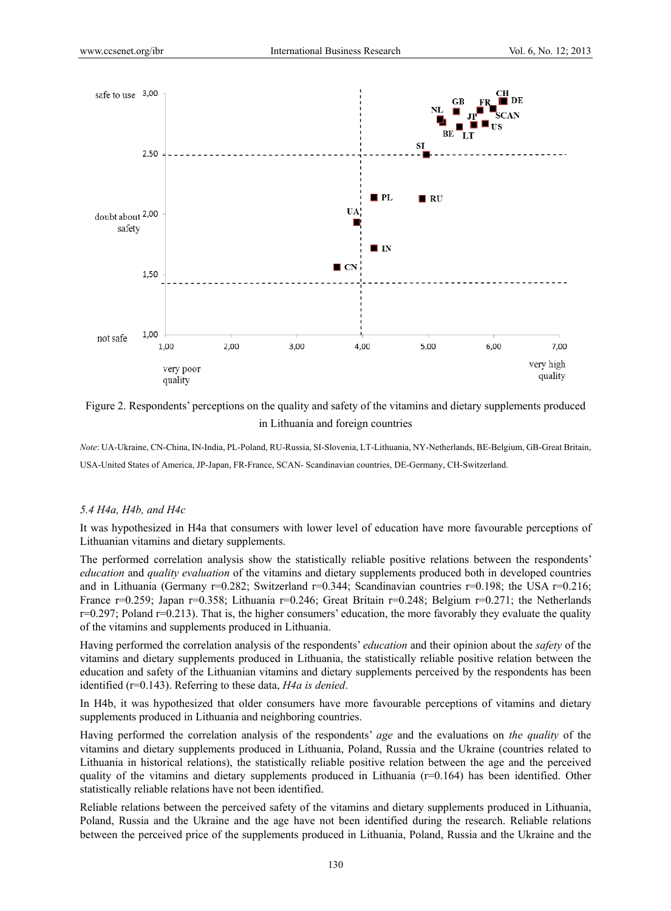Figure 2. Respondents' perceptions on the quality and safety of the vitamins and dietary supplements produced in Lithuania and foreign countries

*Note*: UA-Ukraine, CN-China, IN-India, PL-Poland, RU-Russia, SI-Slovenia, LT-Lithuania, NY-Netherlands, BE-Belgium, GB-Great Britain, USA-United States of America, JP-Japan, FR-France, SCAN- Scandinavian countries, DE-Germany, CH-Switzerland.

### *5.4 H4a, H4b, and H4c*

It was hypothesized in H4a that consumers with lower level of education have more favourable perceptions of Lithuanian vitamins and dietary supplements.

The performed correlation analysis show the statistically reliable positive relations between the respondents' *education* and *quality evaluation* of the vitamins and dietary supplements produced both in developed countries and in Lithuania (Germany r=0.282; Switzerland r=0.344; Scandinavian countries r=0.198; the USA r=0.216; France r=0.259; Japan r=0.358; Lithuania r=0.246; Great Britain r=0.248; Belgium r=0.271; the Netherlands r=0.297; Poland r=0.213). That is, the higher consumers' education, the more favorably they evaluate the quality of the vitamins and supplements produced in Lithuania.

Having performed the correlation analysis of the respondents' *education* and their opinion about the *safety* of the vitamins and dietary supplements produced in Lithuania, the statistically reliable positive relation between the education and safety of the Lithuanian vitamins and dietary supplements perceived by the respondents has been identified (r=0.143). Referring to these data, *H4a is denied*.

In H4b, it was hypothesized that older consumers have more favourable perceptions of vitamins and dietary supplements produced in Lithuania and neighboring countries.

Having performed the correlation analysis of the respondents' *age* and the evaluations on *the quality* of the vitamins and dietary supplements produced in Lithuania, Poland, Russia and the Ukraine (countries related to Lithuania in historical relations), the statistically reliable positive relation between the age and the perceived quality of the vitamins and dietary supplements produced in Lithuania (r=0.164) has been identified. Other statistically reliable relations have not been identified.

Reliable relations between the perceived safety of the vitamins and dietary supplements produced in Lithuania, Poland, Russia and the Ukraine and the age have not been identified during the research. Reliable relations between the perceived price of the supplements produced in Lithuania, Poland, Russia and the Ukraine and the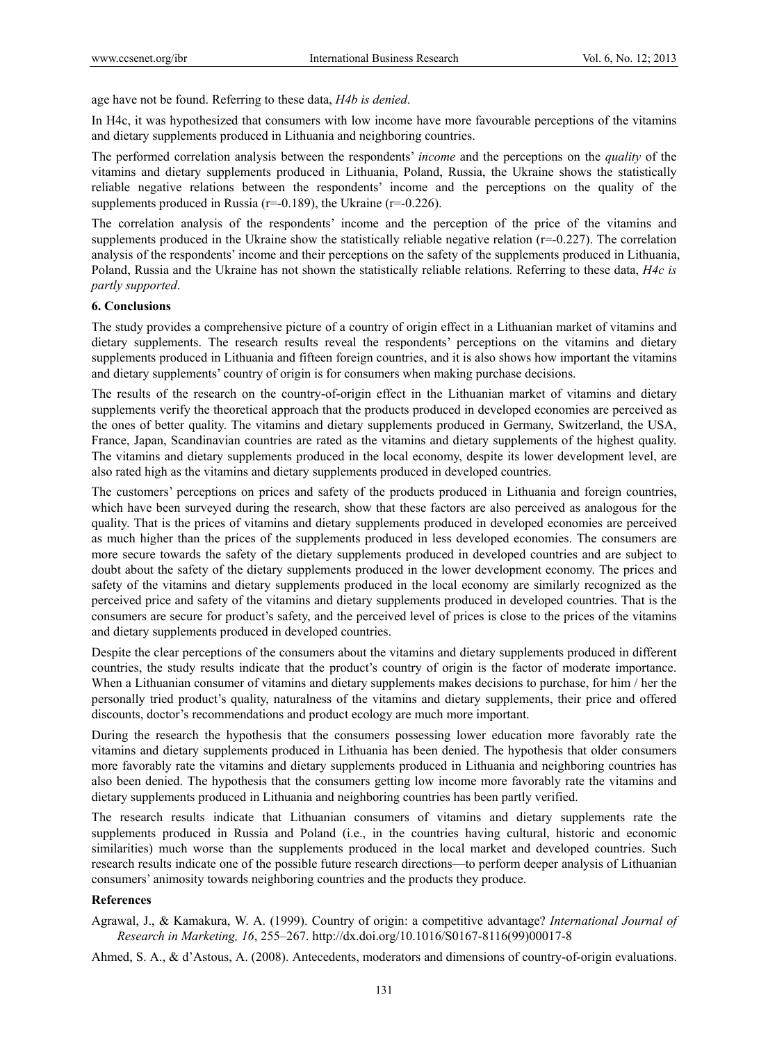age have not be found. Referring to these data, *H4b is denied*.

In H4c, it was hypothesized that consumers with low income have more favourable perceptions of the vitamins and dietary supplements produced in Lithuania and neighboring countries.

The performed correlation analysis between the respondents' *income* and the perceptions on the *quality* of the vitamins and dietary supplements produced in Lithuania, Poland, Russia, the Ukraine shows the statistically reliable negative relations between the respondents' income and the perceptions on the quality of the supplements produced in Russia ($r=-0.189$), the Ukraine ($r=-0.226$).

The correlation analysis of the respondents' income and the perception of the price of the vitamins and supplements produced in the Ukraine show the statistically reliable negative relation ($r=-0.227$). The correlation analysis of the respondents' income and their perceptions on the safety of the supplements produced in Lithuania, Poland, Russia and the Ukraine has not shown the statistically reliable relations. Referring to these data, *H4c is partly supported*.

## 6. Conclusions

The study provides a comprehensive picture of a country of origin effect in a Lithuanian market of vitamins and dietary supplements. The research results reveal the respondents' perceptions on the vitamins and dietary supplements produced in Lithuania and fifteen foreign countries, and it is also shows how important the vitamins and dietary supplements' country of origin is for consumers when making purchase decisions.

The results of the research on the country-of-origin effect in the Lithuanian market of vitamins and dietary supplements verify the theoretical approach that the products produced in developed economies are perceived as the ones of better quality. The vitamins and dietary supplements produced in Germany, Switzerland, the USA, France, Japan, Scandinavian countries are rated as the vitamins and dietary supplements of the highest quality. The vitamins and dietary supplements produced in the local economy, despite its lower development level, are also rated high as the vitamins and dietary supplements produced in developed countries.

The customers' perceptions on prices and safety of the products produced in Lithuania and foreign countries, which have been surveyed during the research, show that these factors are also perceived as analogous for the quality. That is the prices of vitamins and dietary supplements produced in developed economies are perceived as much higher than the prices of the supplements produced in less developed economies. The consumers are more secure towards the safety of the dietary supplements produced in developed countries and are subject to doubt about the safety of the dietary supplements produced in the lower development economy. The prices and safety of the vitamins and dietary supplements produced in the local economy are similarly recognized as the perceived price and safety of the vitamins and dietary supplements produced in developed countries. That is the consumers are secure for product's safety, and the perceived level of prices is close to the prices of the vitamins and dietary supplements produced in developed countries.

Despite the clear perceptions of the consumers about the vitamins and dietary supplements produced in different countries, the study results indicate that the product's country of origin is the factor of moderate importance. When a Lithuanian consumer of vitamins and dietary supplements makes decisions to purchase, for him / her the personally tried product's quality, naturalness of the vitamins and dietary supplements, their price and offered discounts, doctor's recommendations and product ecology are much more important.

During the research the hypothesis that the consumers possessing lower education more favorably rate the vitamins and dietary supplements produced in Lithuania has been denied. The hypothesis that older consumers more favorably rate the vitamins and dietary supplements produced in Lithuania and neighboring countries has also been denied. The hypothesis that the consumers getting low income more favorably rate the vitamins and dietary supplements produced in Lithuania and neighboring countries has been partly verified.

The research results indicate that Lithuanian consumers of vitamins and dietary supplements rate the supplements produced in Russia and Poland (i.e., in the countries having cultural, historic and economic similarities) much worse than the supplements produced in the local market and developed countries. Such research results indicate one of the possible future research directions—to perform deeper analysis of Lithuanian consumers' animosity towards neighboring countries and the products they produce.

## References

Agrawal, J., & Kamakura, W. A. (1999). Country of origin: a competitive advantage? *International Journal of Research in Marketing, 16*, 255–267. http://dx.doi.org/10.1016/S0167-8116(99)00017-8

Ahmed, S. A., & d'Astous, A. (2008). Antecedents, moderators and dimensions of country-of-origin evaluations.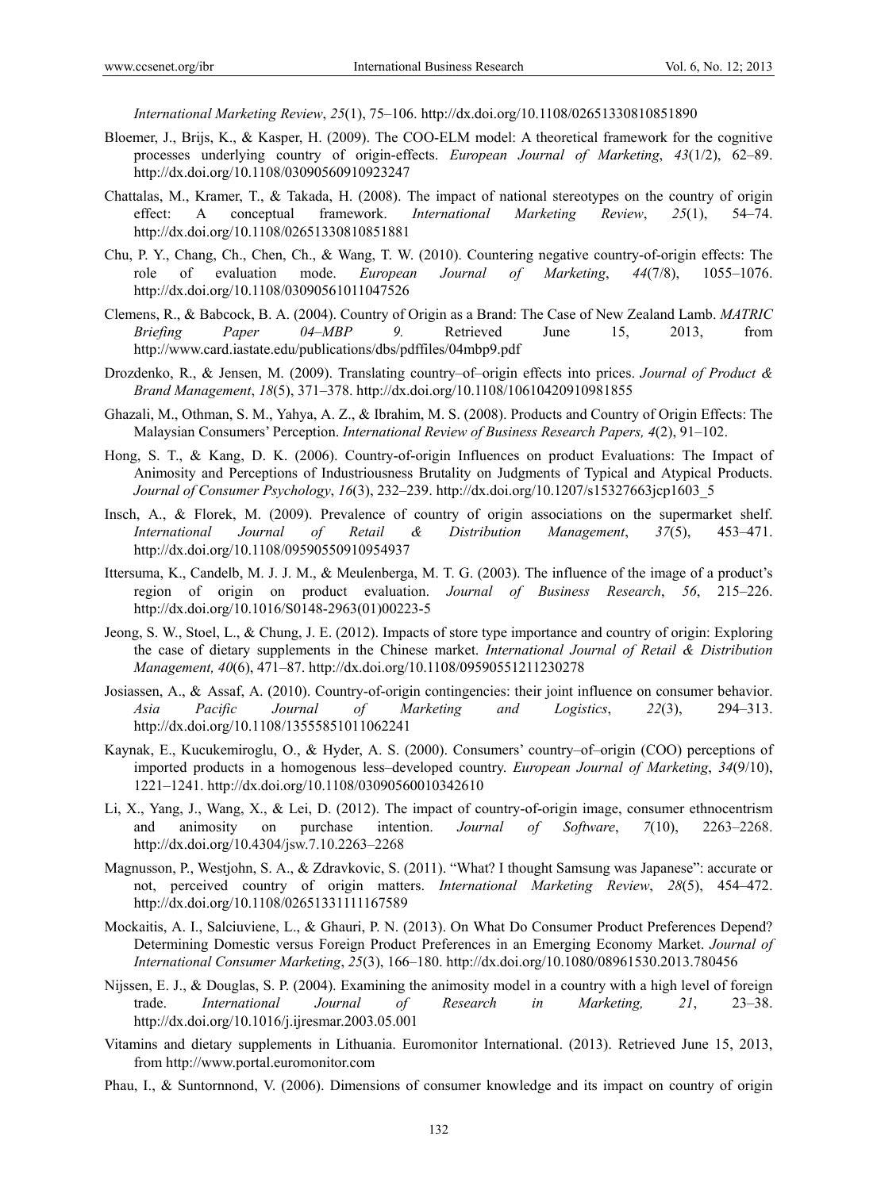*International Marketing Review*, *25*(1), 75–106. http://dx.doi.org/10.1108/02651330810851890

Bloemer, J., Brijs, K., & Kasper, H. (2009). The COO-ELM model: A theoretical framework for the cognitive processes underlying country of origin-effects. *European Journal of Marketing*, *43*(1/2), 62–89. http://dx.doi.org/10.1108/03090560910923247

Chattalas, M., Kramer, T., & Takada, H. (2008). The impact of national stereotypes on the country of origin effect: A conceptual framework. *International Marketing Review*, *25*(1), 54–74. http://dx.doi.org/10.1108/02651330810851881

Chu, P. Y., Chang, Ch., Chen, Ch., & Wang, T. W. (2010). Countering negative country-of-origin effects: The role of evaluation mode. *European Journal of Marketing*, *44*(7/8), 1055–1076. http://dx.doi.org/10.1108/03090561011047526

Clemens, R., & Babcock, B. A. (2004). Country of Origin as a Brand: The Case of New Zealand Lamb. *MATRIC Briefing Paper 04–MBP 9.* Retrieved June 15, 2013, from http://www.card.iastate.edu/publications/dbs/pdffiles/04mbp9.pdf

Drozdenko, R., & Jensen, M. (2009). Translating country–of–origin effects into prices. *Journal of Product & Brand Management*, *18*(5), 371–378. http://dx.doi.org/10.1108/10610420910981855

Ghazali, M., Othman, S. M., Yahya, A. Z., & Ibrahim, M. S. (2008). Products and Country of Origin Effects: The Malaysian Consumers' Perception. *International Review of Business Research Papers, 4*(2), 91–102.

Hong, S. T., & Kang, D. K. (2006). Country-of-origin Influences on product Evaluations: The Impact of Animosity and Perceptions of Industriousness Brutality on Judgments of Typical and Atypical Products. *Journal of Consumer Psychology*, *16*(3), 232–239. http://dx.doi.org/10.1207/s15327663jcp1603_5

Insch, A., & Florek, M. (2009). Prevalence of country of origin associations on the supermarket shelf. *International Journal of Retail & Distribution Management*, *37*(5), 453–471. http://dx.doi.org/10.1108/09590550910954937

Ittersuma, K., Candelb, M. J. J. M., & Meulenberga, M. T. G. (2003). The influence of the image of a product's region of origin on product evaluation. *Journal of Business Research*, *56*, 215–226. http://dx.doi.org/10.1016/S0148-2963(01)00223-5

Jeong, S. W., Stoel, L., & Chung, J. E. (2012). Impacts of store type importance and country of origin: Exploring the case of dietary supplements in the Chinese market. *International Journal of Retail & Distribution Management, 40*(6), 471–87. http://dx.doi.org/10.1108/09590551211230278

Josiassen, A., & Assaf, A. (2010). Country-of-origin contingencies: their joint influence on consumer behavior. *Asia Pacific Journal of Marketing and Logistics*, *22*(3), 294–313. http://dx.doi.org/10.1108/13555851011062241

Kaynak, E., Kucukemiroglu, O., & Hyder, A. S. (2000). Consumers' country–of–origin (COO) perceptions of imported products in a homogenous less–developed country. *European Journal of Marketing*, *34*(9/10), 1221–1241. http://dx.doi.org/10.1108/03090560010342610

Li, X., Yang, J., Wang, X., & Lei, D. (2012). The impact of country-of-origin image, consumer ethnocentrism and animosity on purchase intention. *Journal of Software*, *7*(10), 2263–2268. http://dx.doi.org/10.4304/jsw.7.10.2263–2268

Magnusson, P., Westjohn, S. A., & Zdravkovic, S. (2011). "What? I thought Samsung was Japanese": accurate or not, perceived country of origin matters. *International Marketing Review*, *28*(5), 454–472. http://dx.doi.org/10.1108/02651331111167589

Mockaitis, A. I., Salciuviene, L., & Ghauri, P. N. (2013). On What Do Consumer Product Preferences Depend? Determining Domestic versus Foreign Product Preferences in an Emerging Economy Market. *Journal of International Consumer Marketing*, *25*(3), 166–180. http://dx.doi.org/10.1080/08961530.2013.780456

Nijssen, E. J., & Douglas, S. P. (2004). Examining the animosity model in a country with a high level of foreign trade. *International Journal of Research in Marketing, 21*, 23–38. http://dx.doi.org/10.1016/j.ijresmar.2003.05.001

Vitamins and dietary supplements in Lithuania. Euromonitor International. (2013). Retrieved June 15, 2013, from http://www.portal.euromonitor.com

Phau, I., & Suntornnond, V. (2006). Dimensions of consumer knowledge and its impact on country of origin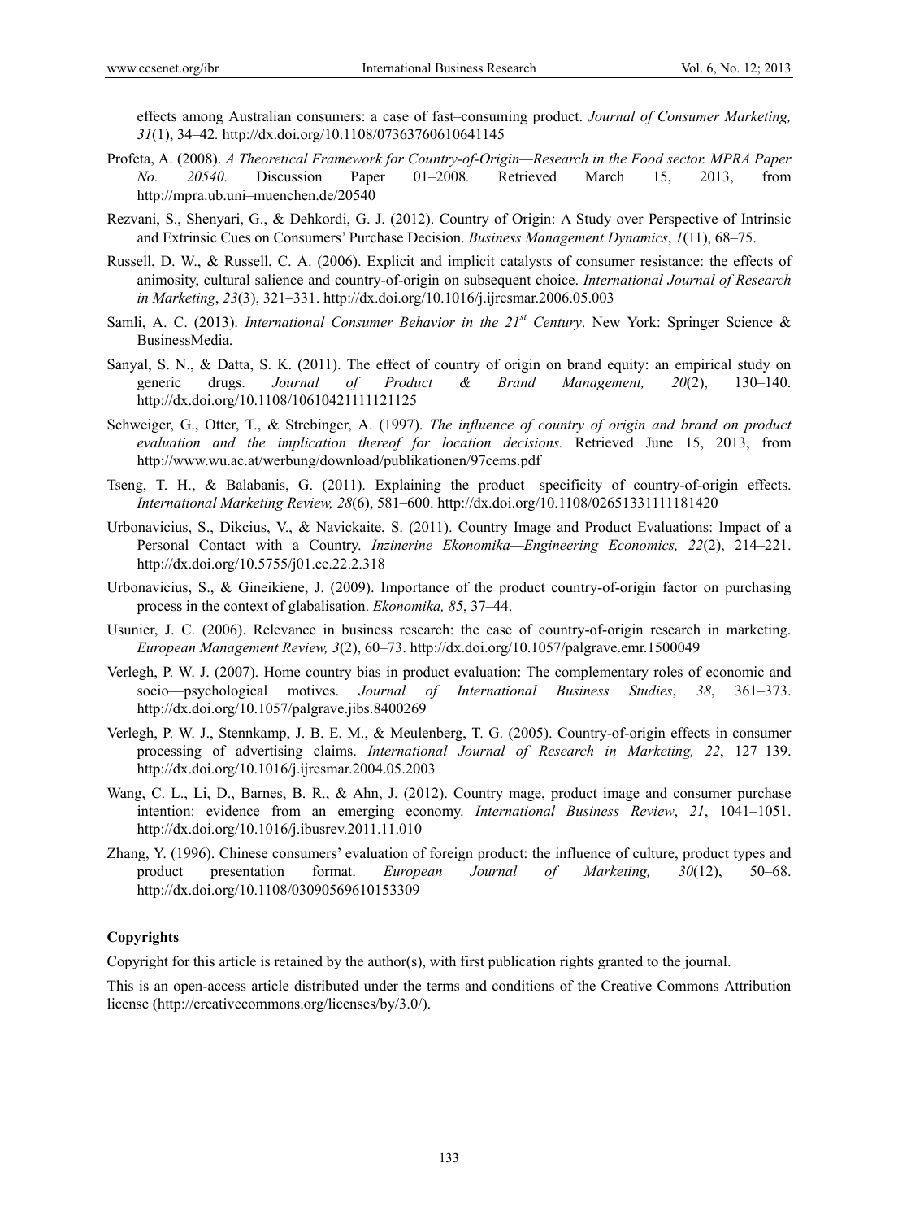effects among Australian consumers: a case of fast–consuming product. *Journal of Consumer Marketing, 31*(1), 34–42. http://dx.doi.org/10.1108/07363760610641145

Profeta, A. (2008). *A Theoretical Framework for Country-of-Origin—Research in the Food sector. MPRA Paper No. 20540.* Discussion Paper 01–2008. Retrieved March 15, 2013, from http://mpra.ub.uni–muenchen.de/20540

Rezvani, S., Shenyari, G., & Dehkordi, G. J. (2012). Country of Origin: A Study over Perspective of Intrinsic and Extrinsic Cues on Consumers' Purchase Decision. *Business Management Dynamics*, *1*(11), 68–75.

Russell, D. W., & Russell, C. A. (2006). Explicit and implicit catalysts of consumer resistance: the effects of animosity, cultural salience and country-of-origin on subsequent choice. *International Journal of Research in Marketing*, *23*(3), 321–331. http://dx.doi.org/10.1016/j.ijresmar.2006.05.003

Samli, A. C. (2013). *International Consumer Behavior in the 21st Century*. New York: Springer Science & BusinessMedia.

Sanyal, S. N., & Datta, S. K. (2011). The effect of country of origin on brand equity: an empirical study on generic drugs. *Journal of Product & Brand Management, 20*(2), 130–140. http://dx.doi.org/10.1108/10610421111121125

Schweiger, G., Otter, T., & Strebinger, A. (1997). *The influence of country of origin and brand on product evaluation and the implication thereof for location decisions.* Retrieved June 15, 2013, from http://www.wu.ac.at/werbung/download/publikationen/97cems.pdf

Tseng, T. H., & Balabanis, G. (2011). Explaining the product—specificity of country-of-origin effects. *International Marketing Review, 28*(6), 581–600. http://dx.doi.org/10.1108/02651331111181420

Urbonavicius, S., Dikcius, V., & Navickaite, S. (2011). Country Image and Product Evaluations: Impact of a Personal Contact with a Country. *Inzinerine Ekonomika—Engineering Economics, 22*(2), 214–221. http://dx.doi.org/10.5755/j01.ee.22.2.318

Urbonavicius, S., & Gineikiene, J. (2009). Importance of the product country-of-origin factor on purchasing process in the context of globalisation. *Ekonomika, 85*, 37–44.

Usunier, J. C. (2006). Relevance in business research: the case of country-of-origin research in marketing. *European Management Review, 3*(2), 60–73. http://dx.doi.org/10.1057/palgrave.emr.1500049

Verlegh, P. W. J. (2007). Home country bias in product evaluation: The complementary roles of economic and socio—psychological motives. *Journal of International Business Studies*, *38*, 361–373. http://dx.doi.org/10.1057/palgrave.jibs.8400269

Verlegh, P. W. J., Stennkamp, J. B. E. M., & Meulenberg, T. G. (2005). Country-of-origin effects in consumer processing of advertising claims. *International Journal of Research in Marketing, 22*, 127–139. http://dx.doi.org/10.1016/j.ijresmar.2004.05.2003

Wang, C. L., Li, D., Barnes, B. R., & Ahn, J. (2012). Country mage, product image and consumer purchase intention: evidence from an emerging economy. *International Business Review*, *21*, 1041–1051. http://dx.doi.org/10.1016/j.ibusrev.2011.11.010

Zhang, Y. (1996). Chinese consumers' evaluation of foreign product: the influence of culture, product types and product presentation format. *European Journal of Marketing, 30*(12), 50–68. http://dx.doi.org/10.1108/03090569610153309

### Copyrights

Copyright for this article is retained by the author(s), with first publication rights granted to the journal.

This is an open-access article distributed under the terms and conditions of the Creative Commons Attribution license (http://creativecommons.org/licenses/by/3.0/).